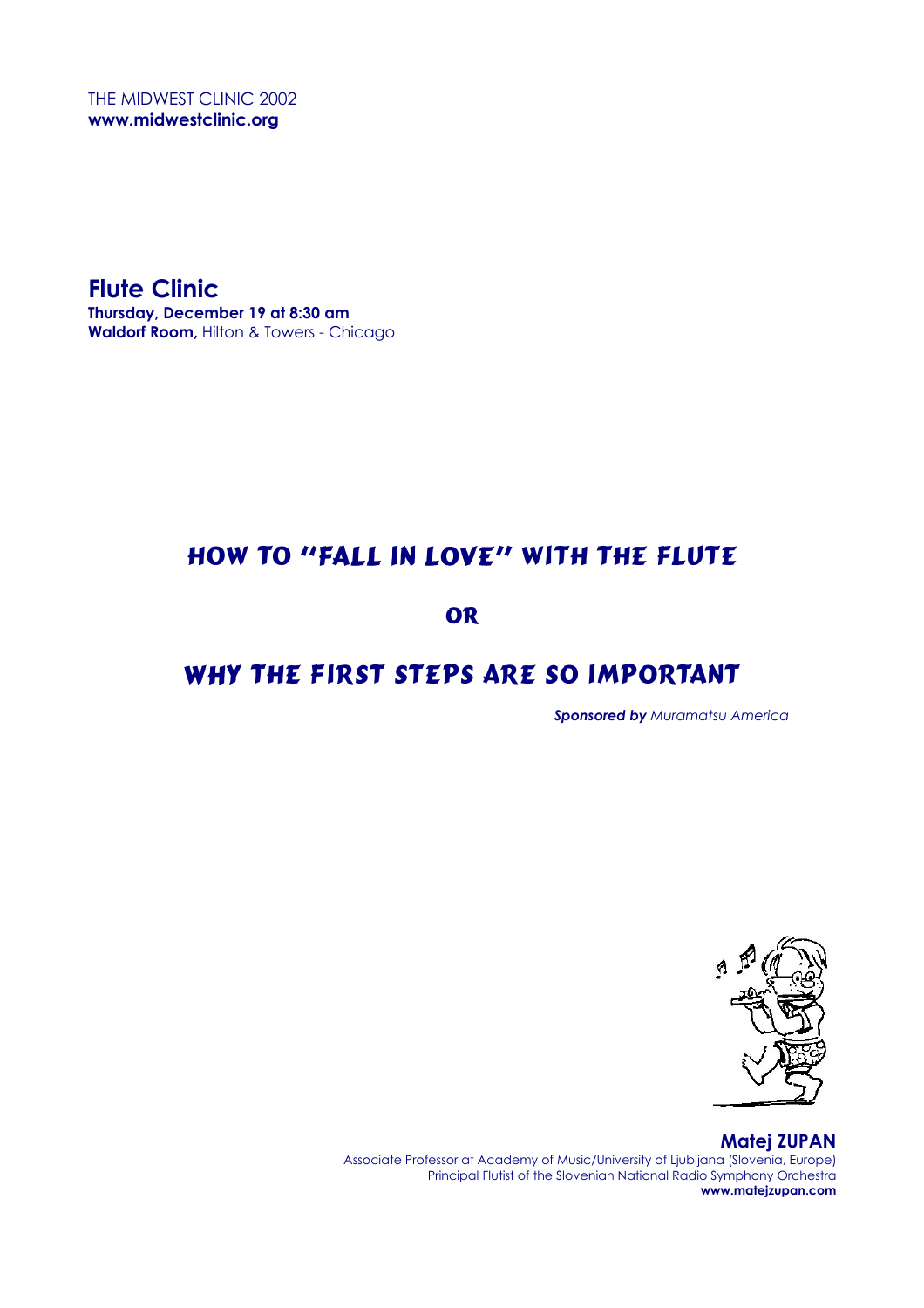THE MIDWEST CLINIC 2002
**www.midwestclinic.org**

## Flute Clinic

**Thursday, December 19 at 8:30 am**
**Waldorf Room,** Hilton & Towers - Chicago

# HOW TO "FALL IN LOVE" WITH THE FLUTE

# OR

# WHY THE FIRST STEPS ARE SO IMPORTANT

***Sponsored by** Muramatsu America*

**Matej ZUPAN**
Associate Professor at Academy of Music/University of Ljubljana (Slovenia, Europe)
Principal Flutist of the Slovenian National Radio Symphony Orchestra
**www.matejzupan.com**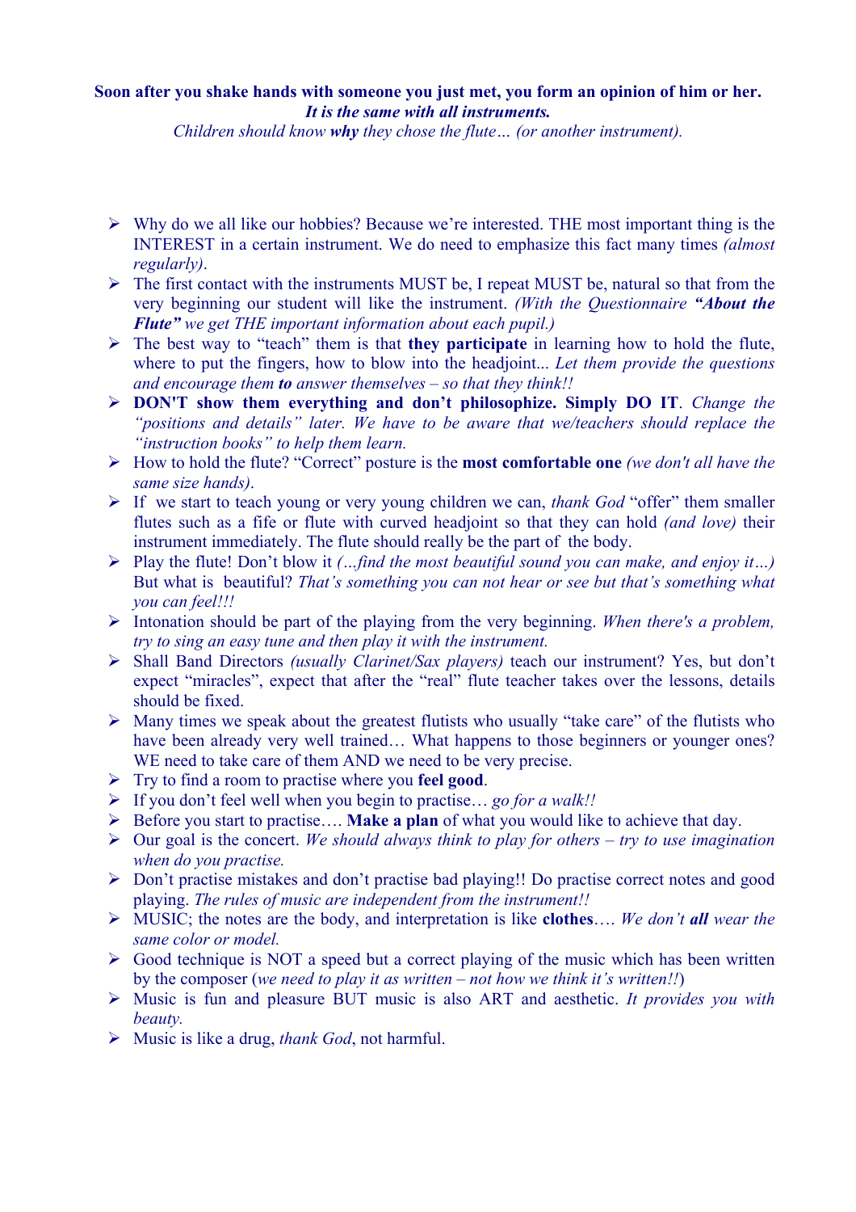**Soon after you shake hands with someone you just met, you form an opinion of him or her.**
***It is the same with all instruments.***
*Children should know **why** they chose the flute… (or another instrument).*

- Why do we all like our hobbies? Because we're interested. THE most important thing is the INTEREST in a certain instrument. We do need to emphasize this fact many times *(almost regularly)*.
- The first contact with the instruments MUST be, I repeat MUST be, natural so that from the very beginning our student will like the instrument. *(With the Questionnaire **"About the Flute"** we get THE important information about each pupil.)*
- The best way to "teach" them is that **they participate** in learning how to hold the flute, where to put the fingers, how to blow into the headjoint... *Let them provide the questions and encourage them **to** answer themselves – so that they think!!*
- **DON'T show them everything and don't philosophize. Simply DO IT**. *Change the "positions and details" later. We have to be aware that we/teachers should replace the "instruction books" to help them learn.*
- How to hold the flute? "Correct" posture is the **most comfortable one** *(we don't all have the same size hands)*.
- If we start to teach young or very young children we can, *thank God* "offer" them smaller flutes such as a fife or flute with curved headjoint so that they can hold *(and love)* their instrument immediately. The flute should really be the part of the body.
- Play the flute! Don't blow it *(…find the most beautiful sound you can make, and enjoy it…)* But what is beautiful? *That's something you can not hear or see but that's something what you can feel!!!*
- Intonation should be part of the playing from the very beginning. *When there's a problem, try to sing an easy tune and then play it with the instrument.*
- Shall Band Directors *(usually Clarinet/Sax players)* teach our instrument? Yes, but don't expect "miracles", expect that after the "real" flute teacher takes over the lessons, details should be fixed.
- Many times we speak about the greatest flutists who usually "take care" of the flutists who have been already very well trained… What happens to those beginners or younger ones? WE need to take care of them AND we need to be very precise.
- Try to find a room to practise where you **feel good**.
- If you don't feel well when you begin to practise… *go for a walk!!*
- Before you start to practise…. **Make a plan** of what you would like to achieve that day.
- Our goal is the concert. *We should always think to play for others – try to use imagination when do you practise.*
- Don't practise mistakes and don't practise bad playing!! Do practise correct notes and good playing. *The rules of music are independent from the instrument!!*
- MUSIC; the notes are the body, and interpretation is like **clothes**…. *We don't **all** wear the same color or model.*
- Good technique is NOT a speed but a correct playing of the music which has been written by the composer (*we need to play it as written – not how we think it's written!!*)
- Music is fun and pleasure BUT music is also ART and aesthetic. *It provides you with beauty.*
- Music is like a drug, *thank God*, not harmful.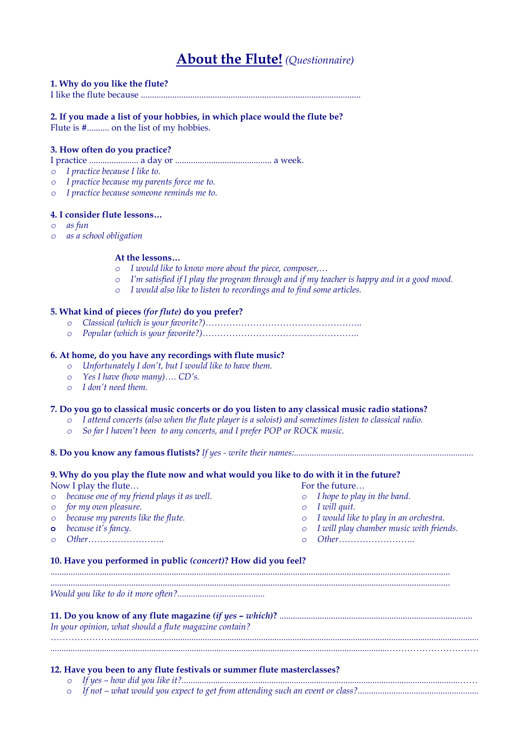# About the Flute! *(Questionnaire)*

**1. Why do you like the flute?**
I like the flute because .................................................................................................

**2. If you made a list of your hobbies, in which place would the flute be?**
Flute is #.......... on the list of my hobbies.

**3. How often do you practice?**
I practice ...................... a day or ........................................... a week.

- *I practice because I like to.*
- *I practice because my parents force me to.*
- *I practice because someone reminds me to.*

**4. I consider flute lessons…**

- *as fun*
- *as a school obligation*

**At the lessons…**

- *I would like to know more about the piece, composer,…*
- *I'm satisfied if I play the program through and if my teacher is happy and in a good mood.*
- *I would also like to listen to recordings and to find some articles.*

**5. What kind of pieces *(for flute)* do you prefer?**

- *Classical (which is your favorite?)……………………………………………..*
- *Popular (which is your favorite?)……………………………………………..*

**6. At home, do you have any recordings with flute music?**

- *Unfortunately I don't, but I would like to have them.*
- *Yes I have (how many)…. CD's.*
- *I don't need them.*

**7. Do you go to classical music concerts or do you listen to any classical music radio stations?**

- *I attend concerts (also when the flute player is a soloist) and sometimes listen to classical radio.*
- *So far I haven't been to any concerts, and I prefer POP or ROCK music.*

**8. Do you know any famous flutists?** *If yes - write their names:...............................................................................*

**9. Why do you play the flute now and what would you like to do with it in the future?**

Now I play the flute…

- *because one of my friend plays it as well.*
- *for my own pleasure.*
- *because my parents like the flute.*
- *because it's fancy.*
- *Other……………………..*

For the future…

- *I hope to play in the band.*
- *I will quit.*
- *I would like to play in an orchestra.*
- *I will play chamber music with friends.*
- *Other……………………..*

**10. Have you performed in public *(concert)*? How did you feel?**

.............................................................................................................................................................

.............................................................................................................................................................

*Would you like to do it more often?.......................................*

**11. Do you know of any flute magazine *(if yes – which)*?** .....................................................................................
*In your opinion, what should a flute magazine contain?*

………………….............................................................................................................................................................

.............................................................................................................................................................…………………………

**12. Have you been to any flute festivals or summer flute masterclasses?**

- *If yes – how did you like it?...............................................................................................................……*
- *If not – what would you expect to get from attending such an event or class?.....................................................*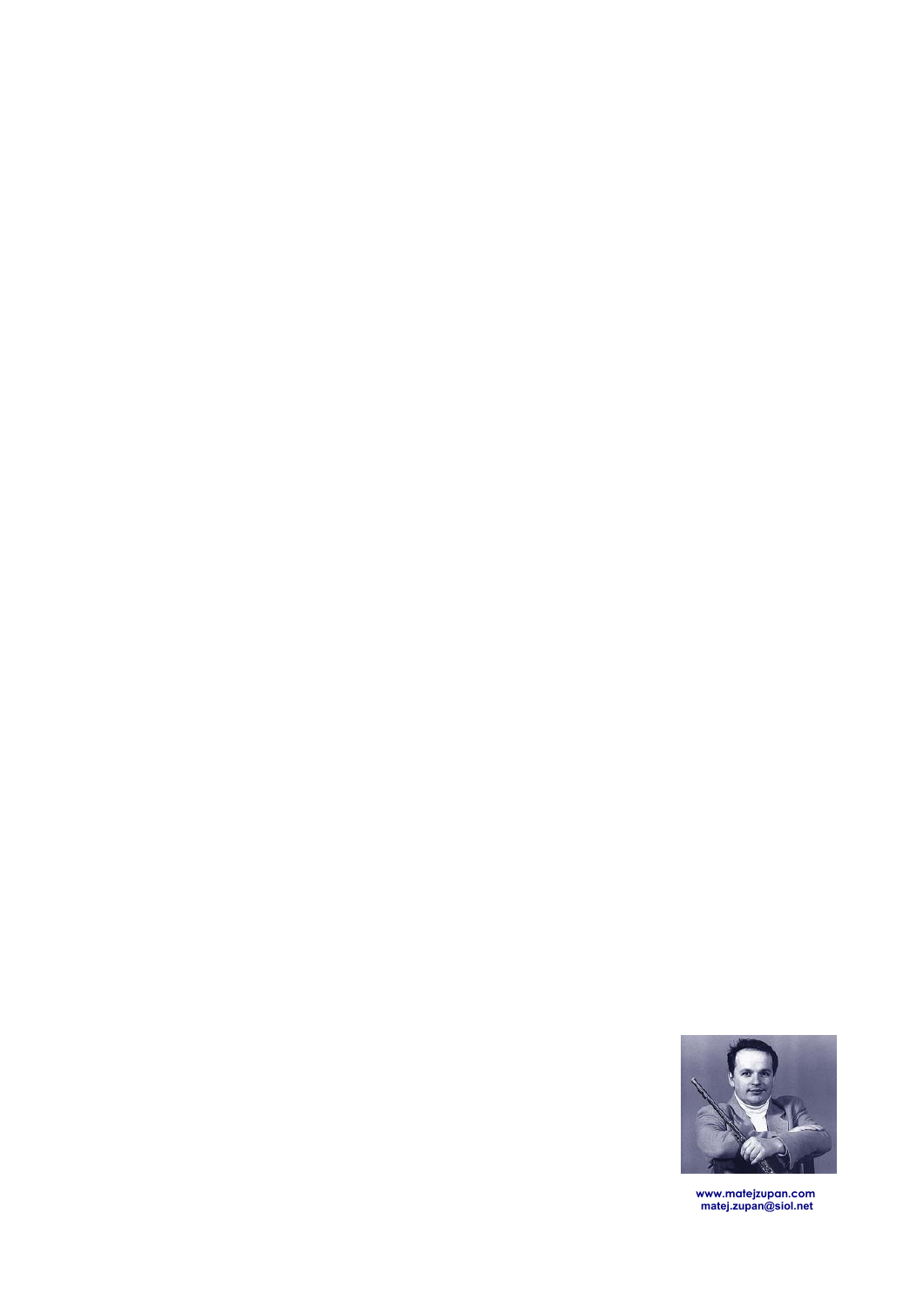www.matejzupan.com
matej.zupan@siol.net